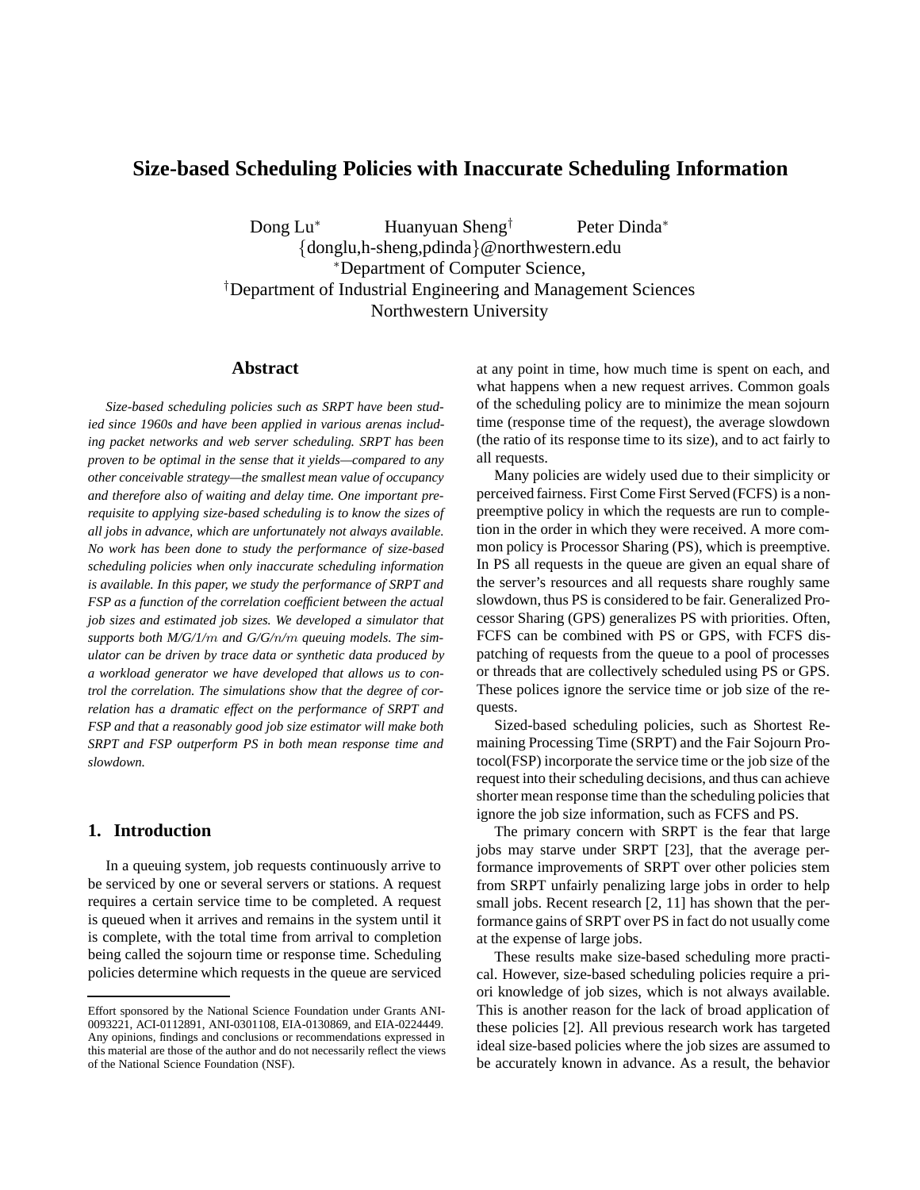# Size-based Scheduling Policies with Inaccurate Scheduling Information

Dong Lu[*] Huanyuan Sheng[†] Peter Dinda[*]

{donglu,h-sheng,pdinda}@northwestern.edu

[*]Department of Computer Science,

[†]Department of Industrial Engineering and Management Sciences

Northwestern University

## Abstract

*Size-based scheduling policies such as SRPT have been studied since 1960s and have been applied in various arenas including packet networks and web server scheduling. SRPT has been proven to be optimal in the sense that it yields—compared to any other conceivable strategy—the smallest mean value of occupancy and therefore also of waiting and delay time. One important prerequisite to applying size-based scheduling is to know the sizes of all jobs in advance, which are unfortunately not always available. No work has been done to study the performance of size-based scheduling policies when only inaccurate scheduling information is available. In this paper, we study the performance of SRPT and FSP as a function of the correlation coefficient between the actual job sizes and estimated job sizes. We developed a simulator that supports both M/G/1/$m$ and G/G/$n$/$m$ queuing models. The simulator can be driven by trace data or synthetic data produced by a workload generator we have developed that allows us to control the correlation. The simulations show that the degree of correlation has a dramatic effect on the performance of SRPT and FSP and that a reasonably good job size estimator will make both SRPT and FSP outperform PS in both mean response time and slowdown.*

## 1. Introduction

In a queuing system, job requests continuously arrive to be serviced by one or several servers or stations. A request requires a certain service time to be completed. A request is queued when it arrives and remains in the system until it is complete, with the total time from arrival to completion being called the sojourn time or response time. Scheduling policies determine which requests in the queue are serviced at any point in time, how much time is spent on each, and what happens when a new request arrives. Common goals of the scheduling policy are to minimize the mean sojourn time (response time of the request), the average slowdown (the ratio of its response time to its size), and to act fairly to all requests.

Many policies are widely used due to their simplicity or perceived fairness. First Come First Served (FCFS) is a non-preemptive policy in which the requests are run to completion in the order in which they were received. A more common policy is Processor Sharing (PS), which is preemptive. In PS all requests in the queue are given an equal share of the server's resources and all requests share roughly same slowdown, thus PS is considered to be fair. Generalized Processor Sharing (GPS) generalizes PS with priorities. Often, FCFS can be combined with PS or GPS, with FCFS dispatching of requests from the queue to a pool of processes or threads that are collectively scheduled using PS or GPS. These polices ignore the service time or job size of the requests.

Sized-based scheduling policies, such as Shortest Remaining Processing Time (SRPT) and the Fair Sojourn Protocol(FSP) incorporate the service time or the job size of the request into their scheduling decisions, and thus can achieve shorter mean response time than the scheduling policies that ignore the job size information, such as FCFS and PS.

The primary concern with SRPT is the fear that large jobs may starve under SRPT [23], that the average performance improvements of SRPT over other policies stem from SRPT unfairly penalizing large jobs in order to help small jobs. Recent research [2, 11] has shown that the performance gains of SRPT over PS in fact do not usually come at the expense of large jobs.

These results make size-based scheduling more practical. However, size-based scheduling policies require a priori knowledge of job sizes, which is not always available. This is another reason for the lack of broad application of these policies [2]. All previous research work has targeted ideal size-based policies where the job sizes are assumed to be accurately known in advance. As a result, the behavior

Effort sponsored by the National Science Foundation under Grants ANI-0093221, ACI-0112891, ANI-0301108, EIA-0130869, and EIA-0224449. Any opinions, findings and conclusions or recommendations expressed in this material are those of the author and do not necessarily reflect the views of the National Science Foundation (NSF).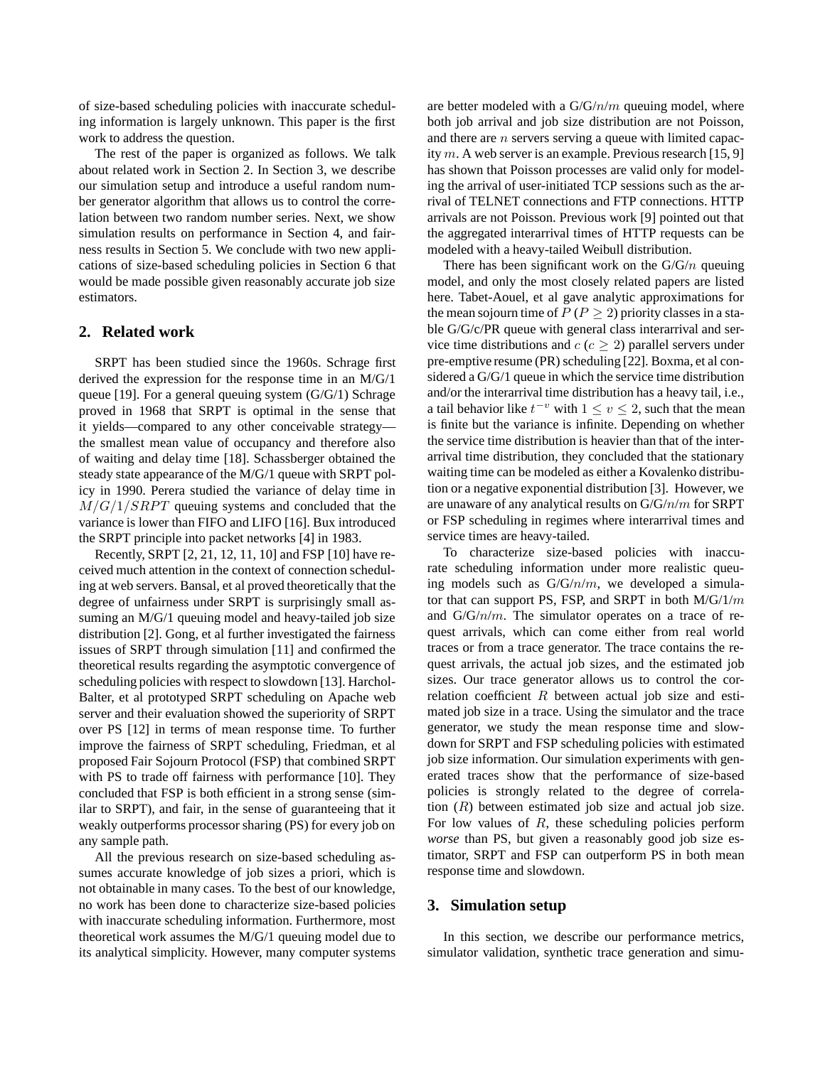of size-based scheduling policies with inaccurate scheduling information is largely unknown. This paper is the first work to address the question.

The rest of the paper is organized as follows. We talk about related work in Section 2. In Section 3, we describe our simulation setup and introduce a useful random number generator algorithm that allows us to control the correlation between two random number series. Next, we show simulation results on performance in Section 4, and fairness results in Section 5. We conclude with two new applications of size-based scheduling policies in Section 6 that would be made possible given reasonably accurate job size estimators.

## 2. Related work

SRPT has been studied since the 1960s. Schrage first derived the expression for the response time in an M/G/1 queue [19]. For a general queuing system (G/G/1) Schrage proved in 1968 that SRPT is optimal in the sense that it yields—compared to any other conceivable strategy—the smallest mean value of occupancy and therefore also of waiting and delay time [18]. Schassberger obtained the steady state appearance of the M/G/1 queue with SRPT policy in 1990. Perera studied the variance of delay time in $M/G/1/SRPT$ queuing systems and concluded that the variance is lower than FIFO and LIFO [16]. Bux introduced the SRPT principle into packet networks [4] in 1983.

Recently, SRPT [2, 21, 12, 11, 10] and FSP [10] have received much attention in the context of connection scheduling at web servers. Bansal, et al proved theoretically that the degree of unfairness under SRPT is surprisingly small assuming an M/G/1 queuing model and heavy-tailed job size distribution [2]. Gong, et al further investigated the fairness issues of SRPT through simulation [11] and confirmed the theoretical results regarding the asymptotic convergence of scheduling policies with respect to slowdown [13]. Harchol-Balter, et al prototyped SRPT scheduling on Apache web server and their evaluation showed the superiority of SRPT over PS [12] in terms of mean response time. To further improve the fairness of SRPT scheduling, Friedman, et al proposed Fair Sojourn Protocol (FSP) that combined SRPT with PS to trade off fairness with performance [10]. They concluded that FSP is both efficient in a strong sense (similar to SRPT), and fair, in the sense of guaranteeing that it weakly outperforms processor sharing (PS) for every job on any sample path.

All the previous research on size-based scheduling assumes accurate knowledge of job sizes a priori, which is not obtainable in many cases. To the best of our knowledge, no work has been done to characterize size-based policies with inaccurate scheduling information. Furthermore, most theoretical work assumes the M/G/1 queuing model due to its analytical simplicity. However, many computer systems are better modeled with a G/G/$n$/$m$ queuing model, where both job arrival and job size distribution are not Poisson, and there are $n$ servers serving a queue with limited capacity $m$. A web server is an example. Previous research [15, 9] has shown that Poisson processes are valid only for modeling the arrival of user-initiated TCP sessions such as the arrival of TELNET connections and FTP connections. HTTP arrivals are not Poisson. Previous work [9] pointed out that the aggregated interarrival times of HTTP requests can be modeled with a heavy-tailed Weibull distribution.

There have been significant work on the G/G/$n$ queuing model, and only the most closely related papers are listed here. Tabet-Aouel, et al gave analytic approximations for the mean sojourn time of $P$ ($P \geq 2$) priority classes in a stable G/G/c/PR queue with general class interarrival and service time distributions and $c$ ($c \geq 2$) parallel servers under pre-emptive resume (PR) scheduling [22]. Boxma, et al considered a G/G/1 queue in which the service time distribution and/or the interarrival time distribution has a heavy tail, i.e., a tail behavior like $t^{-v}$ with $1 \leq v \leq 2$, such that the mean is finite but the variance is infinite. Depending on whether the service time distribution is heavier than that of the interarrival time distribution, they concluded that the stationary waiting time can be modeled as either a Kovalenko distribution or a negative exponential distribution [3]. However, we are unaware of any analytical results on G/G/$n$/$m$ for SRPT or FSP scheduling in regimes where interarrival times and service times are heavy-tailed.

To characterize size-based policies with inaccurate scheduling information under more realistic queuing models such as G/G/$n$/$m$, we developed a simulator that can support PS, FSP, and SRPT in both M/G/1/$m$ and G/G/$n$/$m$. The simulator operates on a trace of request arrivals, which can come either from real world traces or from a trace generator. The trace contains the request arrivals, the actual job sizes, and the estimated job sizes. Our trace generator allows us to control the correlation coefficient $R$ between actual job size and estimated job size in a trace. Using the simulator and the trace generator, we study the mean response time and slowdown for SRPT and FSP scheduling policies with estimated job size information. Our simulation experiments with generated traces show that the performance of size-based policies is strongly related to the degree of correlation ($R$) between estimated job size and actual job size. For low values of $R$, these scheduling policies perform *worse* than PS, but given a reasonably good job size estimator, SRPT and FSP can outperform PS in both mean response time and slowdown.

## 3. Simulation setup

In this section, we describe our performance metrics, simulator validation, synthetic trace generation and simu-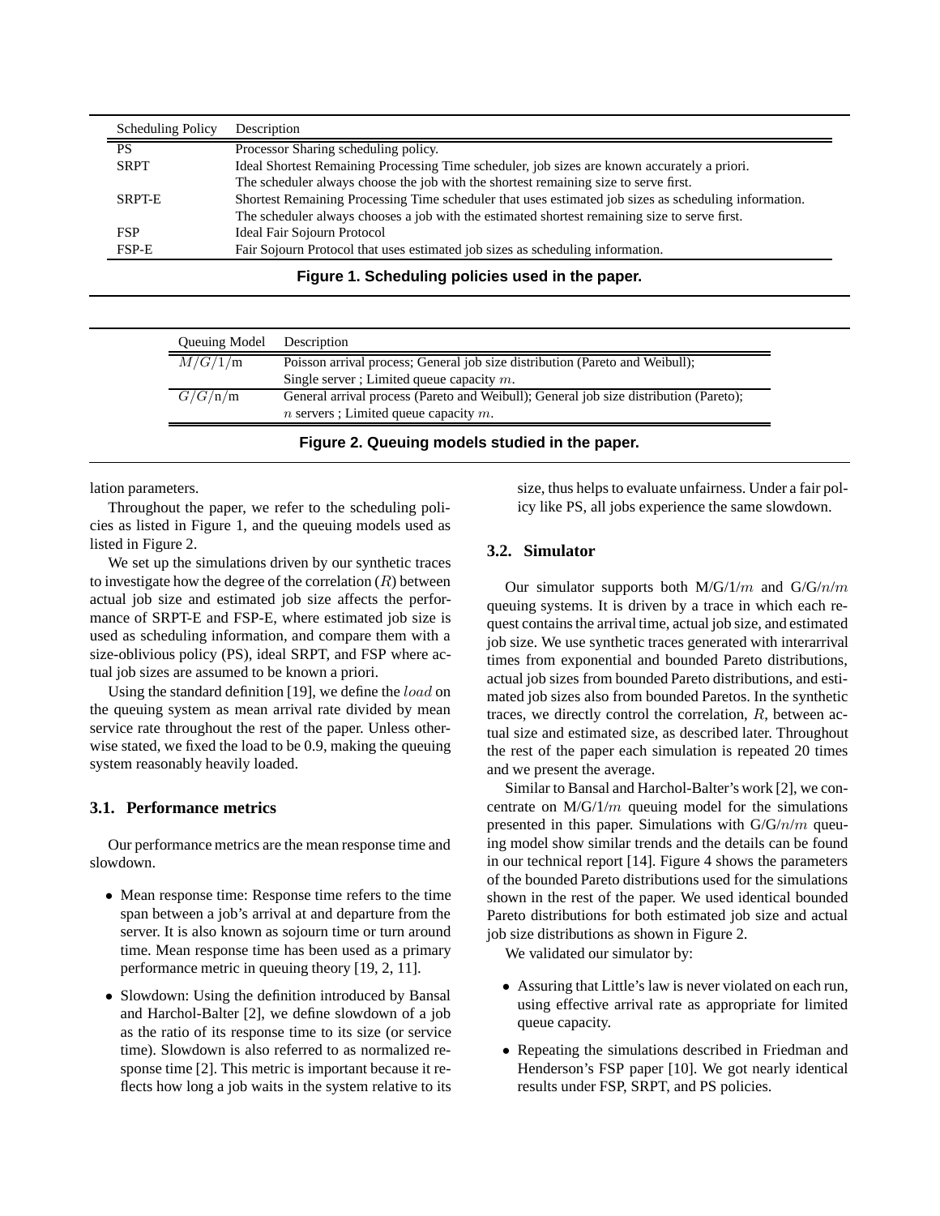| Scheduling Policy | Description |
|---|---|
| PS | Processor Sharing scheduling policy. |
| SRPT | Ideal Shortest Remaining Processing Time scheduler, job sizes are known accurately a priori. The scheduler always choose the job with the shortest remaining size to serve first. |
| SRPT-E | Shortest Remaining Processing Time scheduler that uses estimated job sizes as scheduling information. The scheduler always chooses a job with the estimated shortest remaining size to serve first. |
| FSP | Ideal Fair Sojourn Protocol |
| FSP-E | Fair Sojourn Protocol that uses estimated job sizes as scheduling information. |

**Figure 1. Scheduling policies used in the paper.**

| Queuing Model | Description |
|---|---|
| $M/G/1/$m | Poisson arrival process; General job size distribution (Pareto and Weibull); Single server ; Limited queue capacity $m$. |
| $G/G/$n/m | General arrival process (Pareto and Weibull); General job size distribution (Pareto); $n$ servers ; Limited queue capacity $m$. |

**Figure 2. Queuing models studied in the paper.**

lation parameters.

Throughout the paper, we refer to the scheduling policies as listed in Figure 1, and the queuing models used as listed in Figure 2.

We set up the simulations driven by our synthetic traces to investigate how the degree of the correlation ($R$) between actual job size and estimated job size affects the performance of SRPT-E and FSP-E, where estimated job size is used as scheduling information, and compare them with a size-oblivious policy (PS), ideal SRPT, and FSP where actual job sizes are assumed to be known a priori.

Using the standard definition [19], we define the $load$ on the queuing system as mean arrival rate divided by mean service rate throughout the rest of the paper. Unless otherwise stated, we fixed the load to be 0.9, making the queuing system reasonably heavily loaded.

### 3.1. Performance metrics

Our performance metrics are the mean response time and slowdown.

- Mean response time: Response time refers to the time span between a job's arrival at and departure from the server. It is also known as sojourn time or turn around time. Mean response time has been used as a primary performance metric in queuing theory [19, 2, 11].
- Slowdown: Using the definition introduced by Bansal and Harchol-Balter [2], we define slowdown of a job as the ratio of its response time to its size (or service time). Slowdown is also referred to as normalized response time [2]. This metric is important because it reflects how long a job waits in the system relative to its size, thus helps to evaluate unfairness. Under a fair policy like PS, all jobs experience the same slowdown.

### 3.2. Simulator

Our simulator supports both M/G/1/$m$ and G/G/$n$/$m$ queuing systems. It is driven by a trace in which each request contains the arrival time, actual job size, and estimated job size. We use synthetic traces generated with interarrival times from exponential and bounded Pareto distributions, actual job sizes from bounded Pareto distributions, and estimated job sizes also from bounded Paretos. In the synthetic traces, we directly control the correlation, $R$, between actual size and estimated size, as described later. Throughout the rest of the paper each simulation is repeated 20 times and we present the average.

Similar to Bansal and Harchol-Balter's work [2], we concentrate on M/G/1/$m$ queuing model for the simulations presented in this paper. Simulations with G/G/$n$/$m$ queuing model show similar trends and the details can be found in our technical report [14]. Figure 4 shows the parameters of the bounded Pareto distributions used for the simulations shown in the rest of the paper. We used identical bounded Pareto distributions for both estimated job size and actual job size distributions as shown in Figure 2.

We validated our simulator by:

- Assuring that Little's law is never violated on each run, using effective arrival rate as appropriate for limited queue capacity.
- Repeating the simulations described in Friedman and Henderson's FSP paper [10]. We got nearly identical results under FSP, SRPT, and PS policies.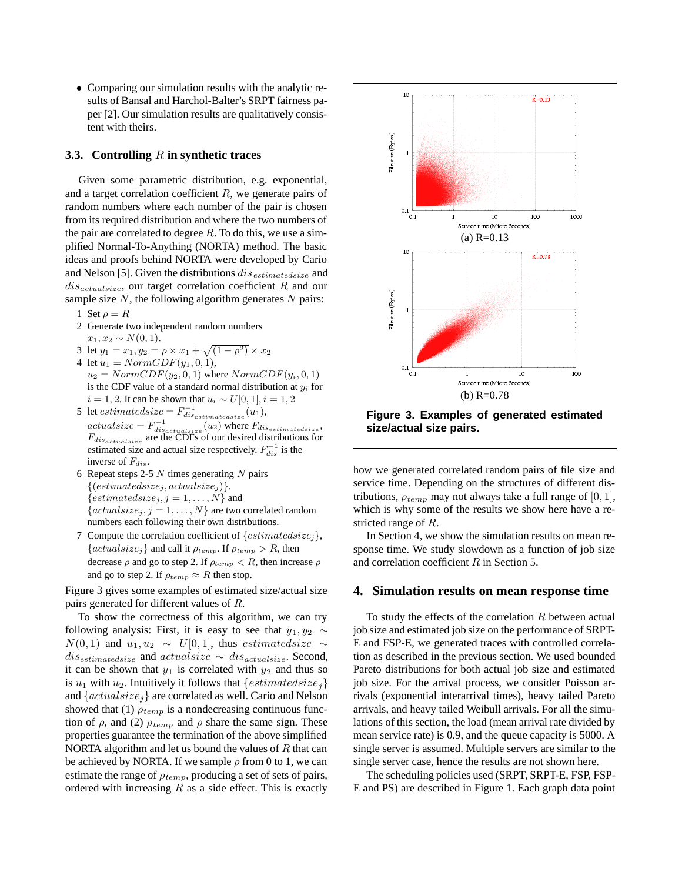- Comparing our simulation results with the analytic results of Bansal and Harchol-Balter's SRPT fairness paper [2]. Our simulation results are qualitatively consistent with theirs.

### 3.3. Controlling $R$ in synthetic traces

Given some parametric distribution, e.g. exponential, and a target correlation coefficient $R$, we generate pairs of random numbers where each number of the pair is chosen from its required distribution and where the two numbers of the pair are correlated to degree $R$. To do this, we use a simplified Normal-To-Anything (NORTA) method. The basic ideas and proofs behind NORTA were developed by Cario and Nelson [5]. Given the distributions $dis_{estimatedsize}$ and $dis_{actualsize}$, our target correlation coefficient $R$ and our sample size $N$, the following algorithm generates $N$ pairs:

1. Set $\rho = R$
2. Generate two independent random numbers $x_1, x_2 \sim N(0, 1)$.
3. let $y_1 = x_1, y_2 = \rho \times x_1 + \sqrt{(1 - \rho^2)} \times x_2$
4. let $u_1 = NormCDF(y_1, 0, 1)$, $u_2 = NormCDF(y_2, 0, 1)$ where $NormCDF(y_i, 0, 1)$ is the CDF value of a standard normal distribution at $y_i$ for $i = 1, 2$. It can be shown that $u_i \sim U[0, 1], i = 1, 2$
5. let $estimatedsize = F^{-1}_{dis_{estimatedsize}}(u_1)$, $actualsize = F^{-1}_{dis_{actualsize}}(u_2)$ where $F_{dis_{estimatedsize}}$, $F_{dis_{actualsize}}$ are the CDFs of our desired distributions for estimated size and actual size respectively. $F^{-1}_{dis}$ is the inverse of $F_{dis}$.
6. Repeat steps 2-5 $N$ times generating $N$ pairs $\{(estimatedsize_j, actualsize_j)\}$. $\{estimatedsize_j, j = 1, \ldots, N\}$ and $\{actualsize_j, j = 1, \ldots, N\}$ are two correlated random numbers each following their own distributions.
7. Compute the correlation coefficient of $\{estimatedsize_j\}$, $\{actualsize_j\}$ and call it $\rho_{temp}$. If $\rho_{temp} > R$, then decrease $\rho$ and go to step 2. If $\rho_{temp} < R$, then increase $\rho$ and go to step 2. If $\rho_{temp} \approx R$ then stop.

Figure 3 gives some examples of estimated size/actual size pairs generated for different values of $R$.

To show the correctness of this algorithm, we can try following analysis: First, it is easy to see that $y_1, y_2 \sim N(0, 1)$ and $u_1, u_2 \sim U[0, 1]$, thus $estimatedsize \sim dis_{estimatedsize}$ and $actualsize \sim dis_{actualsize}$. Second, it can be shown that $y_1$ is correlated with $y_2$ and thus so is $u_1$ with $u_2$. Intuitively it follows that $\{estimatedsize_j\}$ and $\{actualsize_j\}$ are correlated as well. Cario and Nelson showed that (1) $\rho_{temp}$ is a nondecreasing continuous function of $\rho$, and (2) $\rho_{temp}$ and $\rho$ share the same sign. These properties guarantee the termination of the above simplified NORTA algorithm and let us bound the values of $R$ that can be achieved by NORTA. If we sample $\rho$ from 0 to 1, we can estimate the range of $\rho_{temp}$, producing a set of sets of pairs, ordered with increasing $R$ as a side effect. This is exactly how we generated correlated random pairs of file size and service time. Depending on the structures of different distributions, $\rho_{temp}$ may not always take a full range of $[0, 1]$, which is why some of the results we show here have a restricted range of $R$.

(a) R=0.13

(b) R=0.78

**Figure 3. Examples of generated estimated size/actual size pairs.**

In Section 4, we show the simulation results on mean response time. We study slowdown as a function of job size and correlation coefficient $R$ in Section 5.

## 4. Simulation results on mean response time

To study the effects of the correlation $R$ between actual job size and estimated job size on the performance of SRPT-E and FSP-E, we generated traces with controlled correlation as described in the previous section. We used bounded Pareto distributions for both actual job size and estimated job size. For the arrival process, we consider Poisson arrivals (exponential interarrival times), heavy tailed Pareto arrivals, and heavy tailed Weibull arrivals. For all the simulations of this section, the load (mean arrival rate divided by mean service rate) is 0.9, and the queue capacity is 5000. A single server is assumed. Multiple servers are similar to the single server case, hence the results are not shown here.

The scheduling policies used (SRPT, SRPT-E, FSP, FSP-E and PS) are described in Figure 1. Each graph data point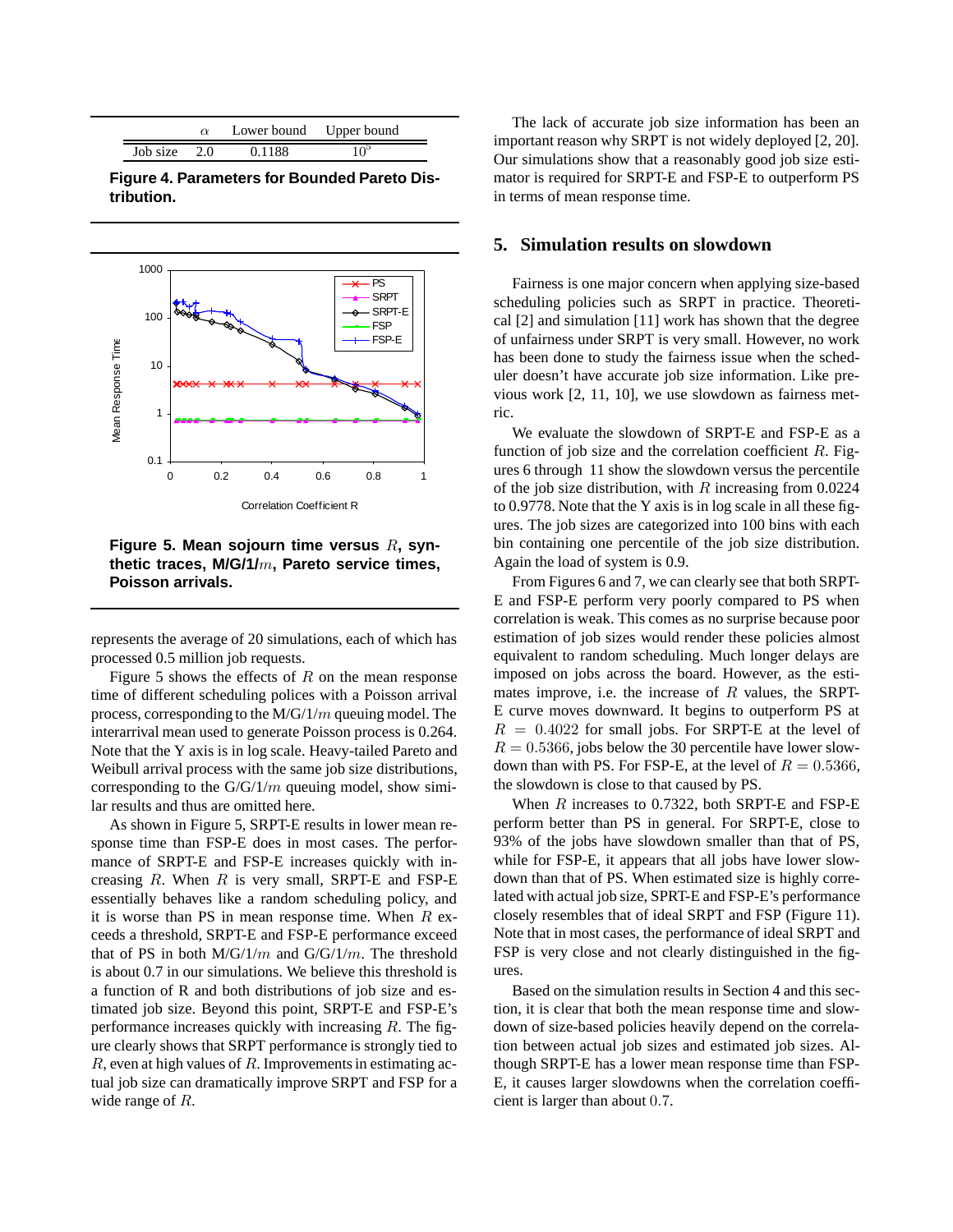|  | $\alpha$ | Lower bound | Upper bound |
|---|---|---|---|
| Job size | 2.0 | 0.1188 | $10^5$ |

**Figure 4. Parameters for Bounded Pareto Distribution.**

**Figure 5. Mean sojourn time versus $R$, synthetic traces, M/G/1/$m$, Pareto service times, Poisson arrivals.**

represents the average of 20 simulations, each of which has processed 0.5 million job requests.

Figure 5 shows the effects of $R$ on the mean response time of different scheduling polices with a Poisson arrival process, corresponding to the M/G/1/$m$ queuing model. The interarrival mean used to generate Poisson process is 0.264. Note that the Y axis is in log scale. Heavy-tailed Pareto and Weibull arrival process with the same job size distributions, corresponding to the G/G/1/$m$ queuing model, show similar results and thus are omitted here.

As shown in Figure 5, SRPT-E results in lower mean response time than FSP-E does in most cases. The performance of SRPT-E and FSP-E increases quickly with increasing $R$. When $R$ is very small, SRPT-E and FSP-E essentially behaves like a random scheduling policy, and it is worse than PS in mean response time. When $R$ exceeds a threshold, SRPT-E and FSP-E performance exceed that of PS in both M/G/1/$m$ and G/G/1/$m$. The threshold is about 0.7 in our simulations. We believe this threshold is a function of R and both distributions of job size and estimated job size. Beyond this point, SRPT-E and FSP-E's performance increases quickly with increasing $R$. The figure clearly shows that SRPT performance is strongly tied to $R$, even at high values of $R$. Improvements in estimating actual job size can dramatically improve SRPT and FSP for a wide range of $R$.

The lack of accurate job size information has been an important reason why SRPT is not widely deployed [2, 20]. Our simulations show that a reasonably good job size estimator is required for SRPT-E and FSP-E to outperform PS in terms of mean response time.

## 5. Simulation results on slowdown

Fairness is one major concern when applying size-based scheduling policies such as SRPT in practice. Theoretical [2] and simulation [11] work has shown that the degree of unfairness under SRPT is very small. However, no work has been done to study the fairness issue when the scheduler doesn't have accurate job size information. Like previous work [2, 11, 10], we use slowdown as fairness metric.

We evaluate the slowdown of SRPT-E and FSP-E as a function of job size and the correlation coefficient $R$. Figures 6 through 11 show the slowdown versus the percentile of the job size distribution, with $R$ increasing from 0.0224 to 0.9778. Note that the Y axis is in log scale in all these figures. The job sizes are categorized into 100 bins with each bin containing one percentile of the job size distribution. Again the load of system is 0.9.

From Figures 6 and 7, we can clearly see that both SRPT-E and FSP-E perform very poorly compared to PS when correlation is weak. This comes as no surprise because poor estimation of job sizes would render these policies almost equivalent to random scheduling. Much longer delays are imposed on jobs across the board. However, as the estimates improve, i.e. the increase of $R$ values, the SRPT-E curve moves downward. It begins to outperform PS at $R = 0.4022$ for small jobs. For SRPT-E at the level of $R = 0.5366$, jobs below the 30 percentile have lower slowdown than with PS. For FSP-E, at the level of $R = 0.5366$, the slowdown is close to that caused by PS.

When $R$ increases to 0.7322, both SRPT-E and FSP-E perform better than PS in general. For SRPT-E, close to 93% of the jobs have slowdown smaller than that of PS, while for FSP-E, it appears that all jobs have lower slowdown than that of PS. When estimated size is highly correlated with actual job size, SPRT-E and FSP-E's performance closely resembles that of ideal SRPT and FSP (Figure 11). Note that in most cases, the performance of ideal SRPT and FSP is very close and not clearly distinguished in the figures.

Based on the simulation results in Section 4 and this section, it is clear that both the mean response time and slowdown of size-based policies heavily depend on the correlation between actual job sizes and estimated job sizes. Although SRPT-E has a lower mean response time than FSP-E, it causes larger slowdowns when the correlation coefficient is larger than about 0.7.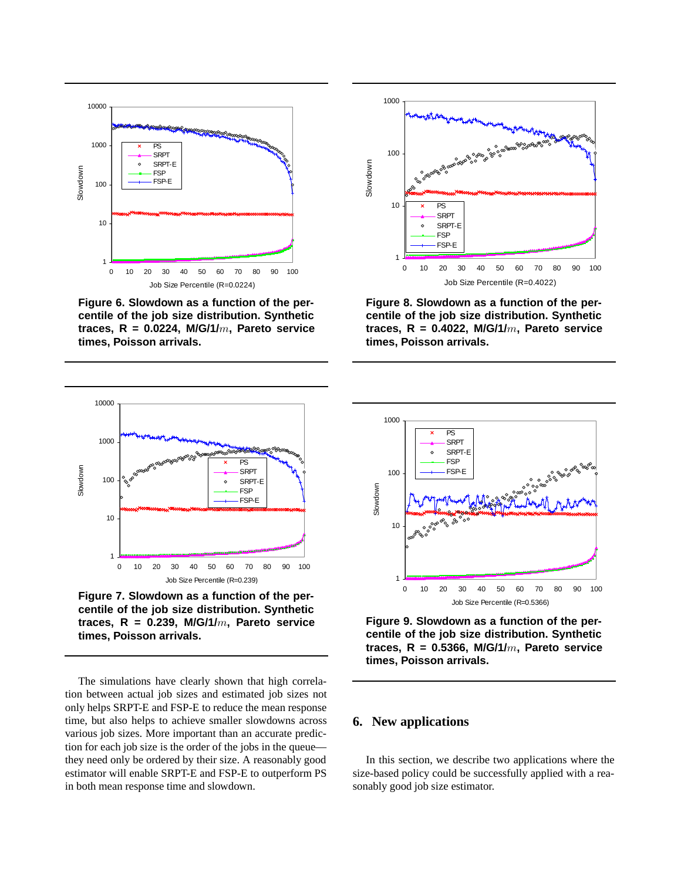Figure 6. Slowdown as a function of the percentile of the job size distribution. Synthetic traces, R = 0.0224, M/G/1/$m$, Pareto service times, Poisson arrivals.

Figure 8. Slowdown as a function of the percentile of the job size distribution. Synthetic traces, R = 0.4022, M/G/1/$m$, Pareto service times, Poisson arrivals.

Figure 7. Slowdown as a function of the percentile of the job size distribution. Synthetic traces, R = 0.239, M/G/1/$m$, Pareto service times, Poisson arrivals.

Figure 9. Slowdown as a function of the percentile of the job size distribution. Synthetic traces, R = 0.5366, M/G/1/$m$, Pareto service times, Poisson arrivals.

The simulations have clearly shown that high correlation between actual job sizes and estimated job sizes not only helps SRPT-E and FSP-E to reduce the mean response time, but also helps to achieve smaller slowdowns across various job sizes. More important than an accurate prediction for each job size is the order of the jobs in the queue—they need only be ordered by their size. A reasonably good estimator will enable SRPT-E and FSP-E to outperform PS in both mean response time and slowdown.

## 6. New applications

In this section, we describe two applications where the size-based policy could be successfully applied with a reasonably good job size estimator.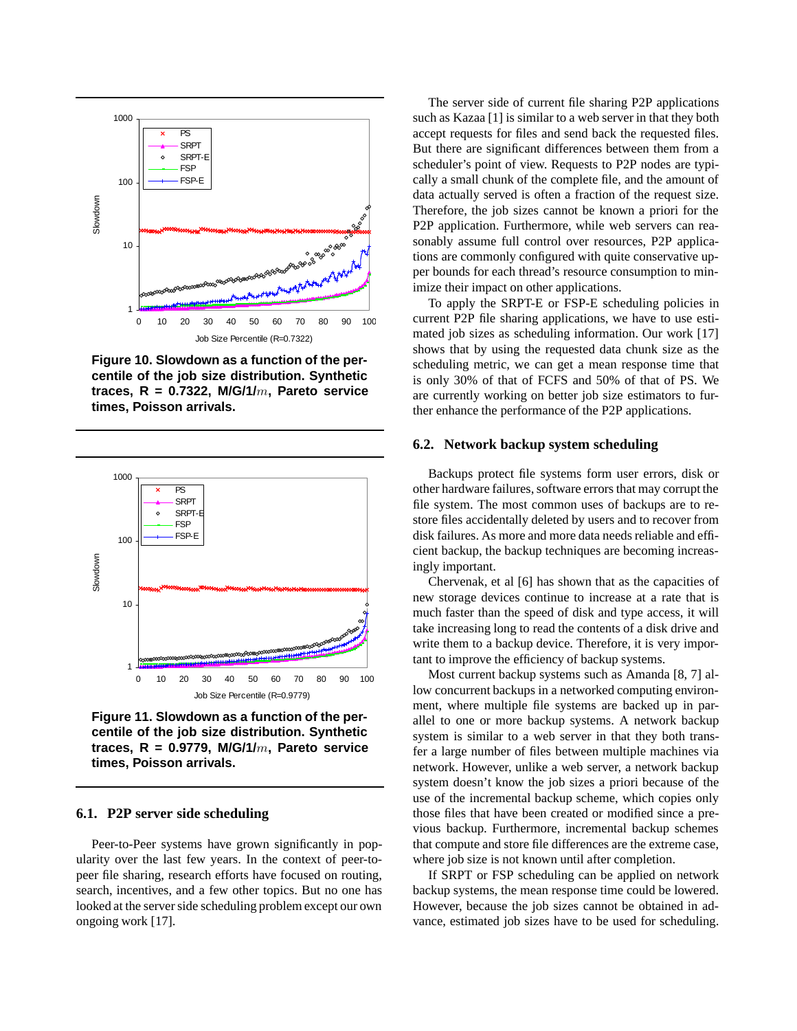Figure 10. Slowdown as a function of the percentile of the job size distribution. Synthetic traces, R = 0.7322, M/G/1/$m$, Pareto service times, Poisson arrivals.

Figure 11. Slowdown as a function of the percentile of the job size distribution. Synthetic traces, R = 0.9779, M/G/1/$m$, Pareto service times, Poisson arrivals.

### 6.1. P2P server side scheduling

Peer-to-Peer systems have grown significantly in popularity over the last few years. In the context of peer-to-peer file sharing, research efforts have focused on routing, search, incentives, and a few other topics. But no one has looked at the server side scheduling problem except our own ongoing work [17].

The server side of current file sharing P2P applications such as Kazaa [1] is similar to a web server in that they both accept requests for files and send back the requested files. But there are significant differences between them from a scheduler's point of view. Requests to P2P nodes are typically a small chunk of the complete file, and the amount of data actually served is often a fraction of the request size. Therefore, the job sizes cannot be known a priori for the P2P application. Furthermore, while web servers can reasonably assume full control over resources, P2P applications are commonly configured with quite conservative upper bounds for each thread's resource consumption to minimize their impact on other applications.

To apply the SRPT-E or FSP-E scheduling policies in current P2P file sharing applications, we have to use estimated job sizes as scheduling information. Our work [17] shows that by using the requested data chunk size as the scheduling metric, we can get a mean response time that is only 30% of that of FCFS and 50% of that of PS. We are currently working on better job size estimators to further enhance the performance of the P2P applications.

### 6.2. Network backup system scheduling

Backups protect file systems form user errors, disk or other hardware failures, software errors that may corrupt the file system. The most common uses of backups are to restore files accidentally deleted by users and to recover from disk failures. As more and more data needs reliable and efficient backup, the backup techniques are becoming increasingly important.

Chervenak, et al [6] has shown that as the capacities of new storage devices continue to increase at a rate that is much faster than the speed of disk and type access, it will take increasing long to read the contents of a disk drive and write them to a backup device. Therefore, it is very important to improve the efficiency of backup systems.

Most current backup systems such as Amanda [8, 7] allow concurrent backups in a networked computing environment, where multiple file systems are backed up in parallel to one or more backup systems. A network backup system is similar to a web server in that they both transfer a large number of files between multiple machines via network. However, unlike a web server, a network backup system doesn't know the job sizes a priori because of the use of the incremental backup scheme, which copies only those files that have been created or modified since a previous backup. Furthermore, incremental backup schemes that compute and store file differences are the extreme case, where job size is not known until after completion.

If SRPT or FSP scheduling can be applied on network backup systems, the mean response time could be lowered. However, because the job sizes cannot be obtained in advance, estimated job sizes have to be used for scheduling.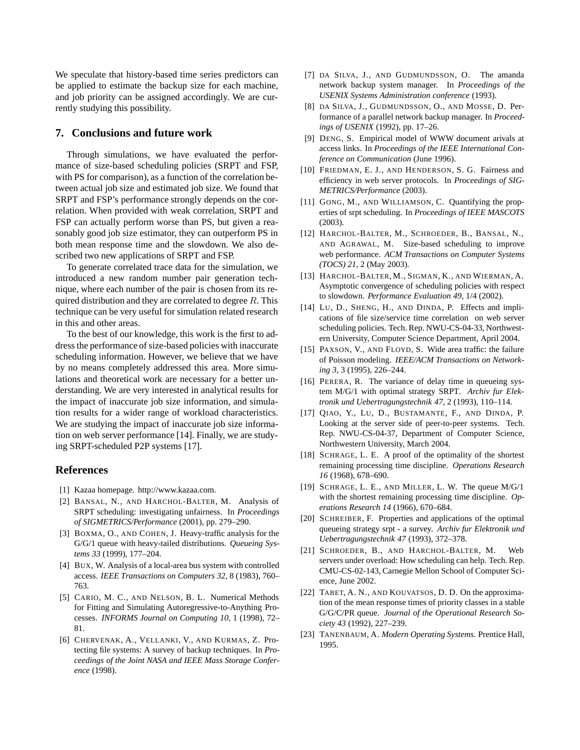We speculate that history-based time series predictors can be applied to estimate the backup size for each machine, and job priority can be assigned accordingly. We are currently studying this possibility.

## 7. Conclusions and future work

Through simulations, we have evaluated the performance of size-based scheduling policies (SRPT and FSP, with PS for comparison), as a function of the correlation between actual job size and estimated job size. We found that SRPT and FSP's performance strongly depends on the correlation. When provided with weak correlation, SRPT and FSP can actually perform worse than PS, but given a reasonably good job size estimator, they can outperform PS in both mean response time and the slowdown. We also described two new applications of SRPT and FSP.

To generate correlated trace data for the simulation, we introduced a new random number pair generation technique, where each number of the pair is chosen from its required distribution and they are correlated to degree $R$. This technique can be very useful for simulation related research in this and other areas.

To the best of our knowledge, this work is the first to address the performance of size-based policies with inaccurate scheduling information. However, we believe that we have by no means completely addressed this area. More simulations and theoretical work are necessary for a better understanding. We are very interested in analytical results for the impact of inaccurate job size information, and simulation results for a wider range of workload characteristics. We are studying the impact of inaccurate job size information on web server performance [14]. Finally, we are studying SRPT-scheduled P2P systems [17].

## References

[1] Kazaa homepage. http://www.kazaa.com.

[2] BANSAL, N., AND HARCHOL-BALTER, M. Analysis of SRPT scheduling: investigating unfairness. In *Proceedings of SIGMETRICS/Performance* (2001), pp. 279–290.

[3] BOXMA, O., AND COHEN, J. Heavy-traffic analysis for the G/G/1 queue with heavy-tailed distributions. *Queueing Systems 33* (1999), 177–204.

[4] BUX, W. Analysis of a local-area bus system with controlled access. *IEEE Transactions on Computers 32*, 8 (1983), 760–763.

[5] CARIO, M. C., AND NELSON, B. L. Numerical Methods for Fitting and Simulating Autoregressive-to-Anything Processes. *INFORMS Journal on Computing 10*, 1 (1998), 72–81.

[6] CHERVENAK, A., VELLANKI, V., AND KURMAS, Z. Protecting file systems: A survey of backup techniques. In *Proceedings of the Joint NASA and IEEE Mass Storage Conference* (1998).

[7] DA SILVA, J., AND GUDMUNDSSON, O. The amanda network backup system manager. In *Proceedings of the USENIX Systems Administration conference* (1993).

[8] DA SILVA, J., GUDMUNDSSON, O., AND MOSSE, D. Performance of a parallel network backup manager. In *Proceedings of USENIX* (1992), pp. 17–26.

[9] DENG, S. Empirical model of WWW document arivals at access links. In *Proceedings of the IEEE International Conference on Communication* (June 1996).

[10] FRIEDMAN, E. J., AND HENDERSON, S. G. Fairness and efficiency in web server protocols. In *Proceedings of SIGMETRICS/Performance* (2003).

[11] GONG, M., AND WILLIAMSON, C. Quantifying the properties of srpt scheduling. In *Proceedings of IEEE MASCOTS* (2003).

[12] HARCHOL-BALTER, M., SCHROEDER, B., BANSAL, N., AND AGRAWAL, M. Size-based scheduling to improve web performance. *ACM Transactions on Computer Systems (TOCS) 21*, 2 (May 2003).

[13] HARCHOL-BALTER, M., SIGMAN, K., AND WIERMAN, A. Asymptotic convergence of scheduling policies with respect to slowdown. *Performance Evaluation 49*, 1/4 (2002).

[14] LU, D., SHENG, H., AND DINDA, P. Effects and implications of file size/service time correlation on web server scheduling policies. Tech. Rep. NWU-CS-04-33, Northwestern University, Computer Science Department, April 2004.

[15] PAXSON, V., AND FLOYD, S. Wide area traffic: the failure of Poisson modeling. *IEEE/ACM Transactions on Networking 3*, 3 (1995), 226–244.

[16] PERERA, R. The variance of delay time in queueing system M/G/1 with optimal strategy SRPT. *Archiv fur Elektronik und Uebertragungstechnik 47*, 2 (1993), 110–114.

[17] QIAO, Y., LU, D., BUSTAMANTE, F., AND DINDA, P. Looking at the server side of peer-to-peer systems. Tech. Rep. NWU-CS-04-37, Department of Computer Science, Northwestern University, March 2004.

[18] SCHRAGE, L. E. A proof of the optimality of the shortest remaining processing time discipline. *Operations Research 16* (1968), 678–690.

[19] SCHRAGE, L. E., AND MILLER, L. W. The queue M/G/1 with the shortest remaining processing time discipline. *Operations Research 14* (1966), 670–684.

[20] SCHREIBER, F. Properties and applications of the optimal queueing strategy srpt - a survey. *Archiv fur Elektronik und Uebertragungstechnik 47* (1993), 372–378.

[21] SCHROEDER, B., AND HARCHOL-BALTER, M. Web servers under overload: How scheduling can help. Tech. Rep. CMU-CS-02-143, Carnegie Mellon School of Computer Science, June 2002.

[22] TABET, A. N., AND KOUVATSOS, D. D. On the approximation of the mean response times of priority classes in a stable G/G/C/PR queue. *Journal of the Operational Research Society 43* (1992), 227–239.

[23] TANENBAUM, A. *Modern Operating Systems*. Prentice Hall, 1995.